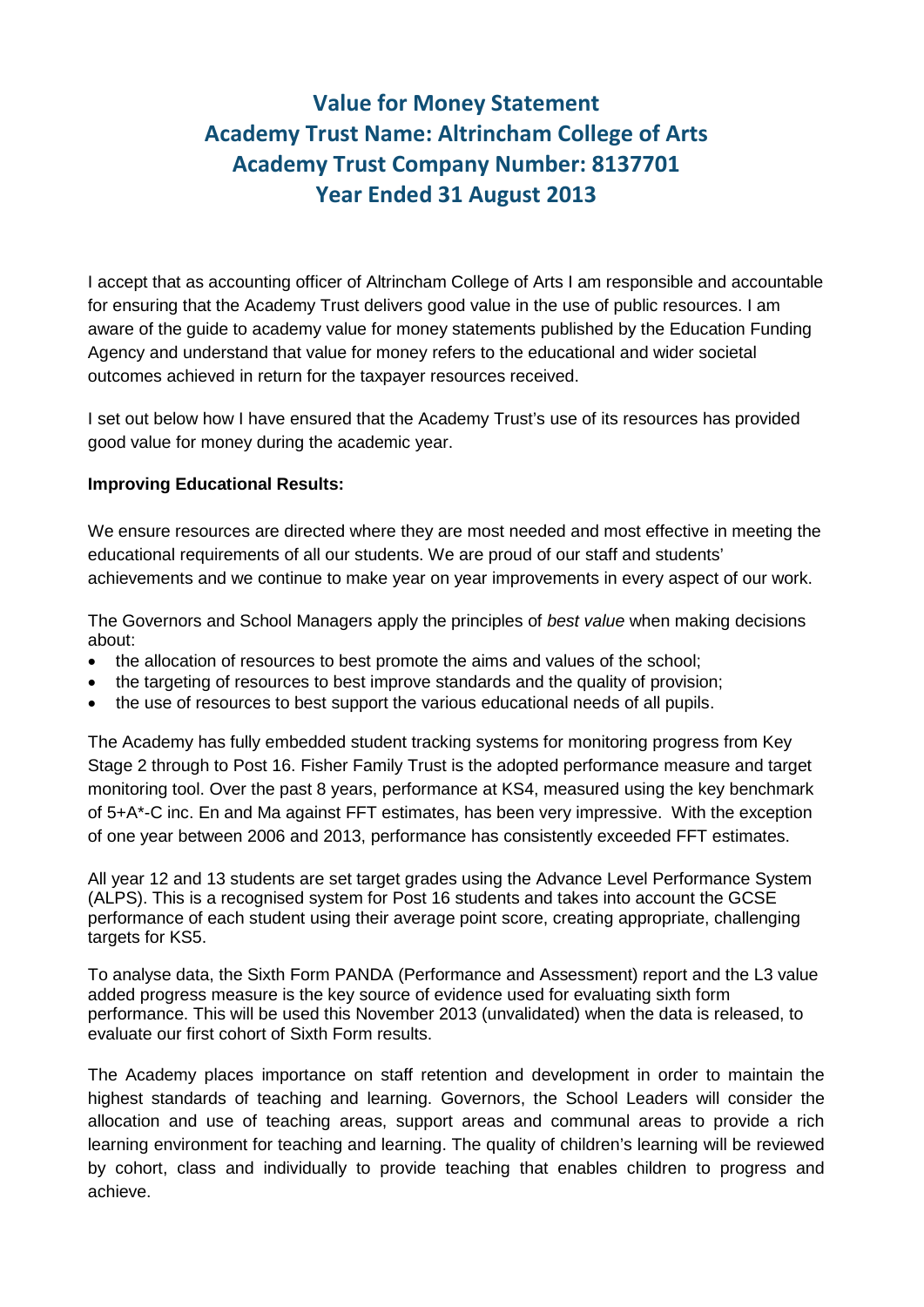# Value for Money Statement
# Academy Trust Name: Altrincham College of Arts
# Academy Trust Company Number: 8137701
# Year Ended 31 August 2013

I accept that as accounting officer of Altrincham College of Arts I am responsible and accountable for ensuring that the Academy Trust delivers good value in the use of public resources. I am aware of the guide to academy value for money statements published by the Education Funding Agency and understand that value for money refers to the educational and wider societal outcomes achieved in return for the taxpayer resources received.

I set out below how I have ensured that the Academy Trust's use of its resources has provided good value for money during the academic year.

**Improving Educational Results:**

We ensure resources are directed where they are most needed and most effective in meeting the educational requirements of all our students. We are proud of our staff and students' achievements and we continue to make year on year improvements in every aspect of our work.

The Governors and School Managers apply the principles of *best value* when making decisions about:

- the allocation of resources to best promote the aims and values of the school;
- the targeting of resources to best improve standards and the quality of provision;
- the use of resources to best support the various educational needs of all pupils.

The Academy has fully embedded student tracking systems for monitoring progress from Key Stage 2 through to Post 16. Fisher Family Trust is the adopted performance measure and target monitoring tool. Over the past 8 years, performance at KS4, measured using the key benchmark of 5+A*-C inc. En and Ma against FFT estimates, has been very impressive. With the exception of one year between 2006 and 2013, performance has consistently exceeded FFT estimates.

All year 12 and 13 students are set target grades using the Advance Level Performance System (ALPS). This is a recognised system for Post 16 students and takes into account the GCSE performance of each student using their average point score, creating appropriate, challenging targets for KS5.

To analyse data, the Sixth Form PANDA (Performance and Assessment) report and the L3 value added progress measure is the key source of evidence used for evaluating sixth form performance. This will be used this November 2013 (unvalidated) when the data is released, to evaluate our first cohort of Sixth Form results.

The Academy places importance on staff retention and development in order to maintain the highest standards of teaching and learning. Governors, the School Leaders will consider the allocation and use of teaching areas, support areas and communal areas to provide a rich learning environment for teaching and learning. The quality of children's learning will be reviewed by cohort, class and individually to provide teaching that enables children to progress and achieve.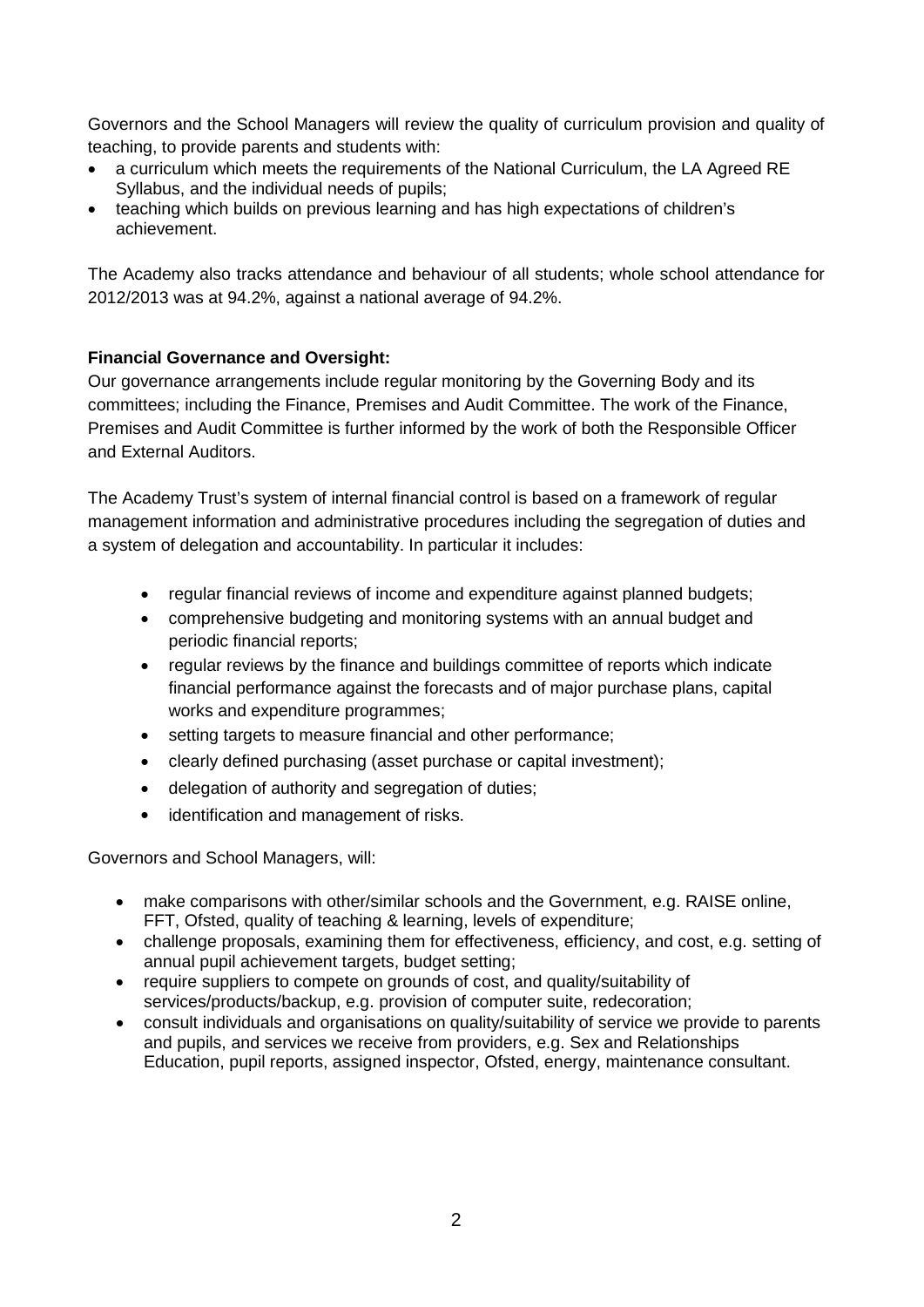Governors and the School Managers will review the quality of curriculum provision and quality of teaching, to provide parents and students with:

- a curriculum which meets the requirements of the National Curriculum, the LA Agreed RE Syllabus, and the individual needs of pupils;
- teaching which builds on previous learning and has high expectations of children's achievement.

The Academy also tracks attendance and behaviour of all students; whole school attendance for 2012/2013 was at 94.2%, against a national average of 94.2%.

**Financial Governance and Oversight:**

Our governance arrangements include regular monitoring by the Governing Body and its committees; including the Finance, Premises and Audit Committee. The work of the Finance, Premises and Audit Committee is further informed by the work of both the Responsible Officer and External Auditors.

The Academy Trust's system of internal financial control is based on a framework of regular management information and administrative procedures including the segregation of duties and a system of delegation and accountability. In particular it includes:

- regular financial reviews of income and expenditure against planned budgets;
- comprehensive budgeting and monitoring systems with an annual budget and periodic financial reports;
- regular reviews by the finance and buildings committee of reports which indicate financial performance against the forecasts and of major purchase plans, capital works and expenditure programmes;
- setting targets to measure financial and other performance;
- clearly defined purchasing (asset purchase or capital investment);
- delegation of authority and segregation of duties;
- identification and management of risks.

Governors and School Managers, will:

- make comparisons with other/similar schools and the Government, e.g. RAISE online, FFT, Ofsted, quality of teaching & learning, levels of expenditure;
- challenge proposals, examining them for effectiveness, efficiency, and cost, e.g. setting of annual pupil achievement targets, budget setting;
- require suppliers to compete on grounds of cost, and quality/suitability of services/products/backup, e.g. provision of computer suite, redecoration;
- consult individuals and organisations on quality/suitability of service we provide to parents and pupils, and services we receive from providers, e.g. Sex and Relationships Education, pupil reports, assigned inspector, Ofsted, energy, maintenance consultant.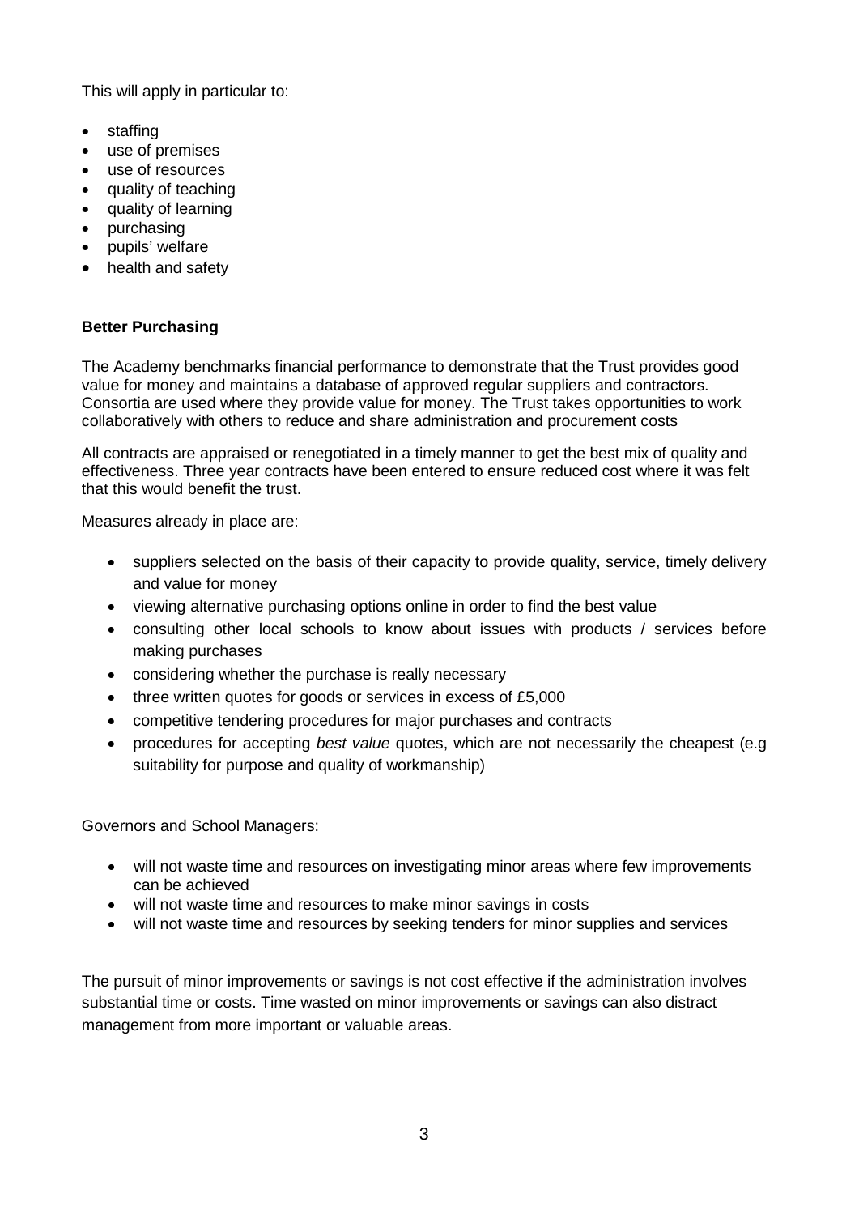This will apply in particular to:

- staffing
- use of premises
- use of resources
- quality of teaching
- quality of learning
- purchasing
- pupils' welfare
- health and safety

**Better Purchasing**

The Academy benchmarks financial performance to demonstrate that the Trust provides good value for money and maintains a database of approved regular suppliers and contractors. Consortia are used where they provide value for money. The Trust takes opportunities to work collaboratively with others to reduce and share administration and procurement costs

All contracts are appraised or renegotiated in a timely manner to get the best mix of quality and effectiveness. Three year contracts have been entered to ensure reduced cost where it was felt that this would benefit the trust.

Measures already in place are:

- suppliers selected on the basis of their capacity to provide quality, service, timely delivery and value for money
- viewing alternative purchasing options online in order to find the best value
- consulting other local schools to know about issues with products / services before making purchases
- considering whether the purchase is really necessary
- three written quotes for goods or services in excess of £5,000
- competitive tendering procedures for major purchases and contracts
- procedures for accepting *best value* quotes, which are not necessarily the cheapest (e.g suitability for purpose and quality of workmanship)

Governors and School Managers:

- will not waste time and resources on investigating minor areas where few improvements can be achieved
- will not waste time and resources to make minor savings in costs
- will not waste time and resources by seeking tenders for minor supplies and services

The pursuit of minor improvements or savings is not cost effective if the administration involves substantial time or costs. Time wasted on minor improvements or savings can also distract management from more important or valuable areas.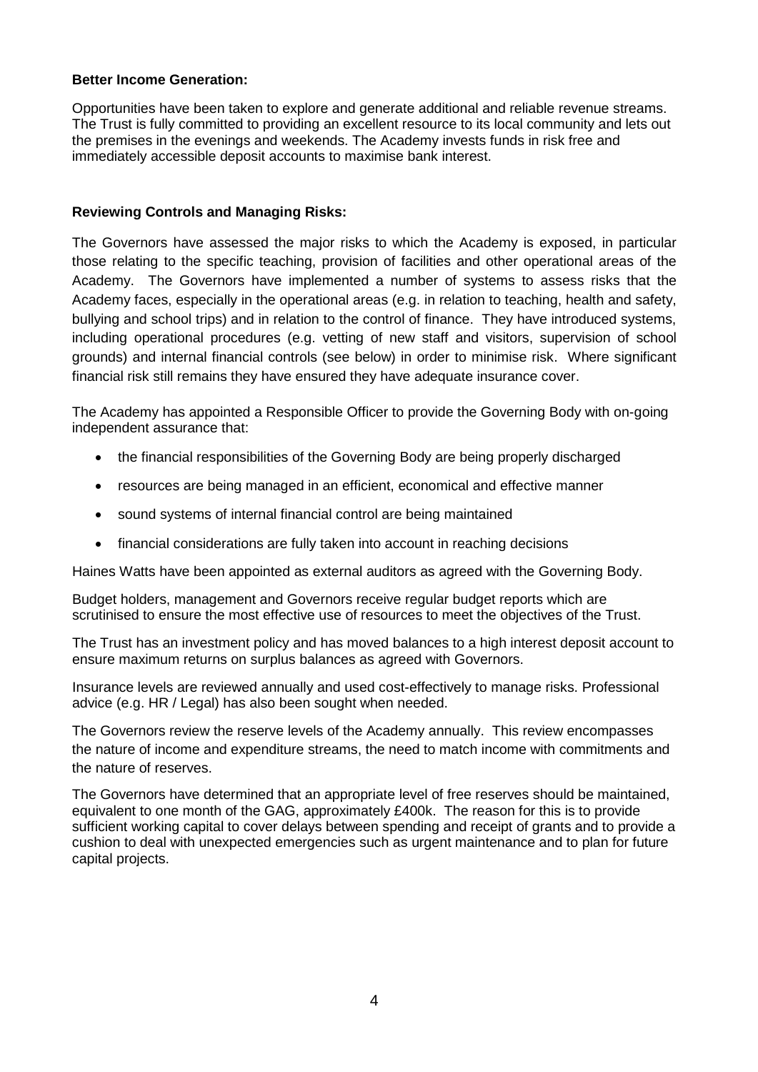**Better Income Generation:**

Opportunities have been taken to explore and generate additional and reliable revenue streams. The Trust is fully committed to providing an excellent resource to its local community and lets out the premises in the evenings and weekends. The Academy invests funds in risk free and immediately accessible deposit accounts to maximise bank interest.

**Reviewing Controls and Managing Risks:**

The Governors have assessed the major risks to which the Academy is exposed, in particular those relating to the specific teaching, provision of facilities and other operational areas of the Academy. The Governors have implemented a number of systems to assess risks that the Academy faces, especially in the operational areas (e.g. in relation to teaching, health and safety, bullying and school trips) and in relation to the control of finance. They have introduced systems, including operational procedures (e.g. vetting of new staff and visitors, supervision of school grounds) and internal financial controls (see below) in order to minimise risk. Where significant financial risk still remains they have ensured they have adequate insurance cover.

The Academy has appointed a Responsible Officer to provide the Governing Body with on-going independent assurance that:

- the financial responsibilities of the Governing Body are being properly discharged
- resources are being managed in an efficient, economical and effective manner
- sound systems of internal financial control are being maintained
- financial considerations are fully taken into account in reaching decisions

Haines Watts have been appointed as external auditors as agreed with the Governing Body.

Budget holders, management and Governors receive regular budget reports which are scrutinised to ensure the most effective use of resources to meet the objectives of the Trust.

The Trust has an investment policy and has moved balances to a high interest deposit account to ensure maximum returns on surplus balances as agreed with Governors.

Insurance levels are reviewed annually and used cost-effectively to manage risks. Professional advice (e.g. HR / Legal) has also been sought when needed.

The Governors review the reserve levels of the Academy annually. This review encompasses the nature of income and expenditure streams, the need to match income with commitments and the nature of reserves.

The Governors have determined that an appropriate level of free reserves should be maintained, equivalent to one month of the GAG, approximately £400k. The reason for this is to provide sufficient working capital to cover delays between spending and receipt of grants and to provide a cushion to deal with unexpected emergencies such as urgent maintenance and to plan for future capital projects.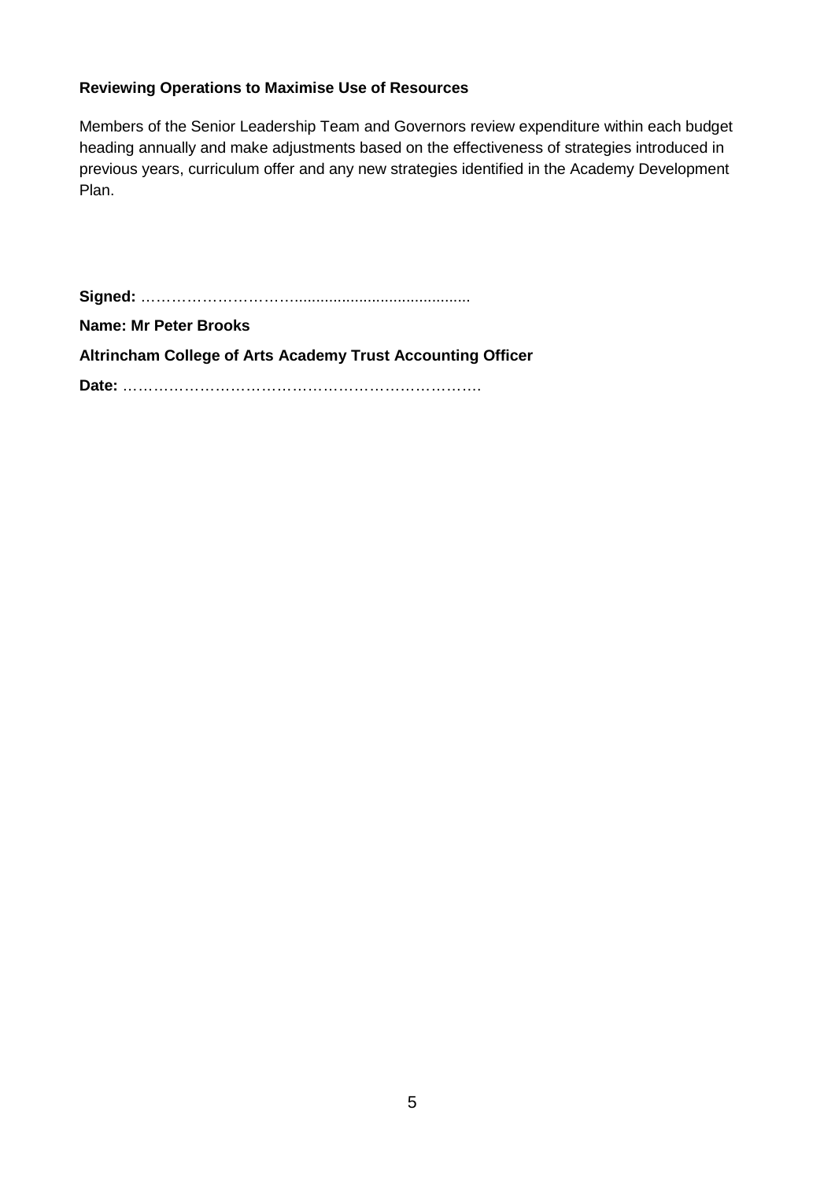**Reviewing Operations to Maximise Use of Resources**

Members of the Senior Leadership Team and Governors review expenditure within each budget heading annually and make adjustments based on the effectiveness of strategies introduced in previous years, curriculum offer and any new strategies identified in the Academy Development Plan.

**Signed:** …………………………........................................

**Name: Mr Peter Brooks**

**Altrincham College of Arts Academy Trust Accounting Officer**

**Date:** ……………………………………………………………….